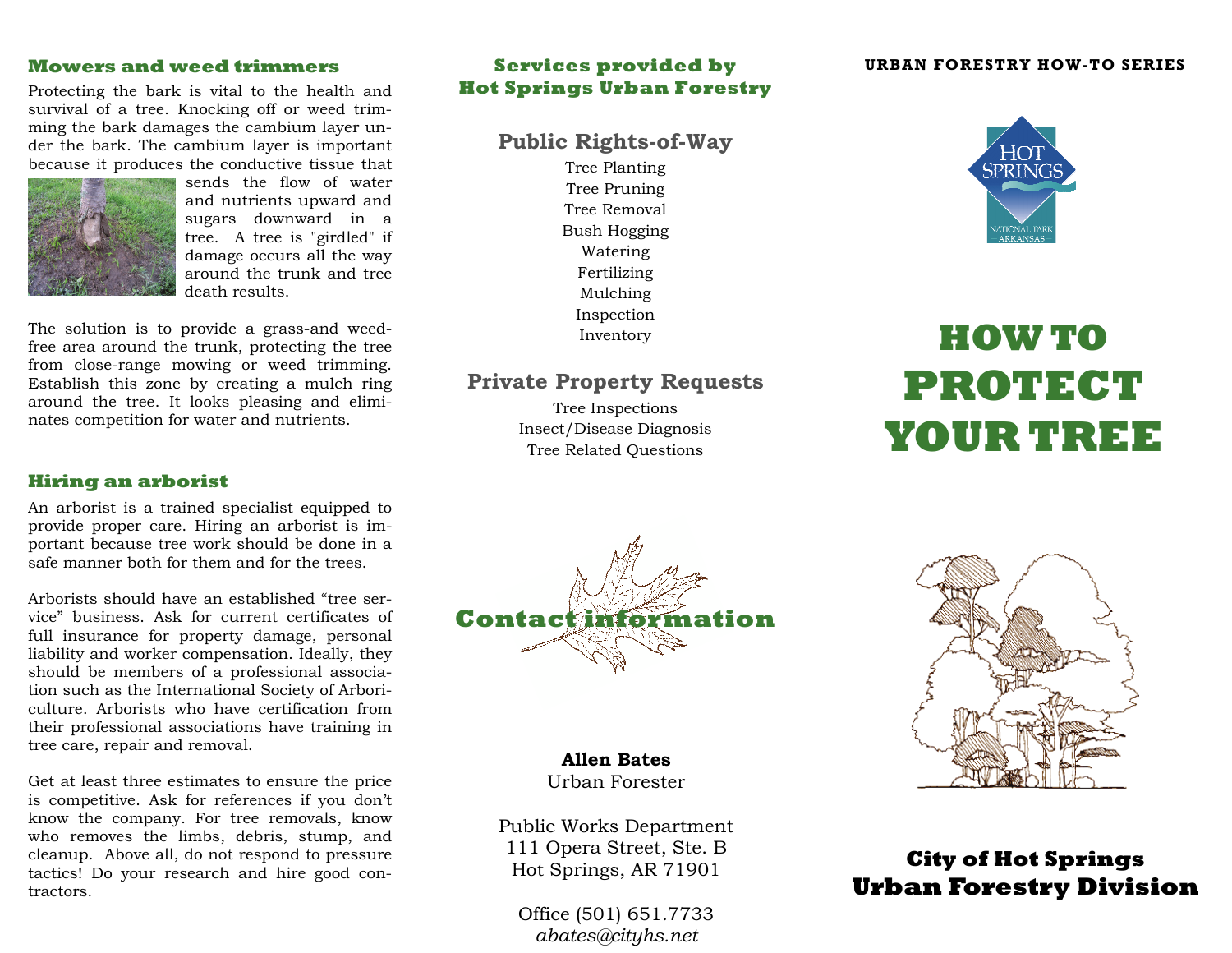## Mowers and weed trimmers

Protecting the bark is vital to the health and survival of a tree. Knocking off or weed trimming the bark damages the cambium layer under the bark. The cambium layer is important because it produces the conductive tissue that sends the flow of water and nutrients upward and sugars downward in a tree. A tree is "girdled" if damage occurs all the way around the trunk and tree death results.

The solution is to provide a grass-and weed-free area around the trunk, protecting the tree from close-range mowing or weed trimming. Establish this zone by creating a mulch ring around the tree. It looks pleasing and eliminates competition for water and nutrients.

## Hiring an arborist

An arborist is a trained specialist equipped to provide proper care. Hiring an arborist is important because tree work should be done in a safe manner both for them and for the trees.

Arborists should have an established "tree service" business. Ask for current certificates of full insurance for property damage, personal liability and worker compensation. Ideally, they should be members of a professional association such as the International Society of Arboriculture. Arborists who have certification from their professional associations have training in tree care, repair and removal.

Get at least three estimates to ensure the price is competitive. Ask for references if you don't know the company. For tree removals, know who removes the limbs, debris, stump, and cleanup. Above all, do not respond to pressure tactics! Do your research and hire good contractors.

## Services provided by Hot Springs Urban Forestry

### Public Rights-of-Way

Tree Planting
Tree Pruning
Tree Removal
Bush Hogging
Watering
Fertilizing
Mulching
Inspection
Inventory

### Private Property Requests

Tree Inspections
Insect/Disease Diagnosis
Tree Related Questions

## Contact information

**Allen Bates**
Urban Forester

Public Works Department
111 Opera Street, Ste. B
Hot Springs, AR 71901

Office (501) 651.7733
*abates@cityhs.net*

**URBAN FORESTRY HOW-TO SERIES**

HOT SPRINGS
NATIONAL PARK
ARKANSAS

# HOW TO PROTECT YOUR TREE

**City of Hot Springs**
**Urban Forestry Division**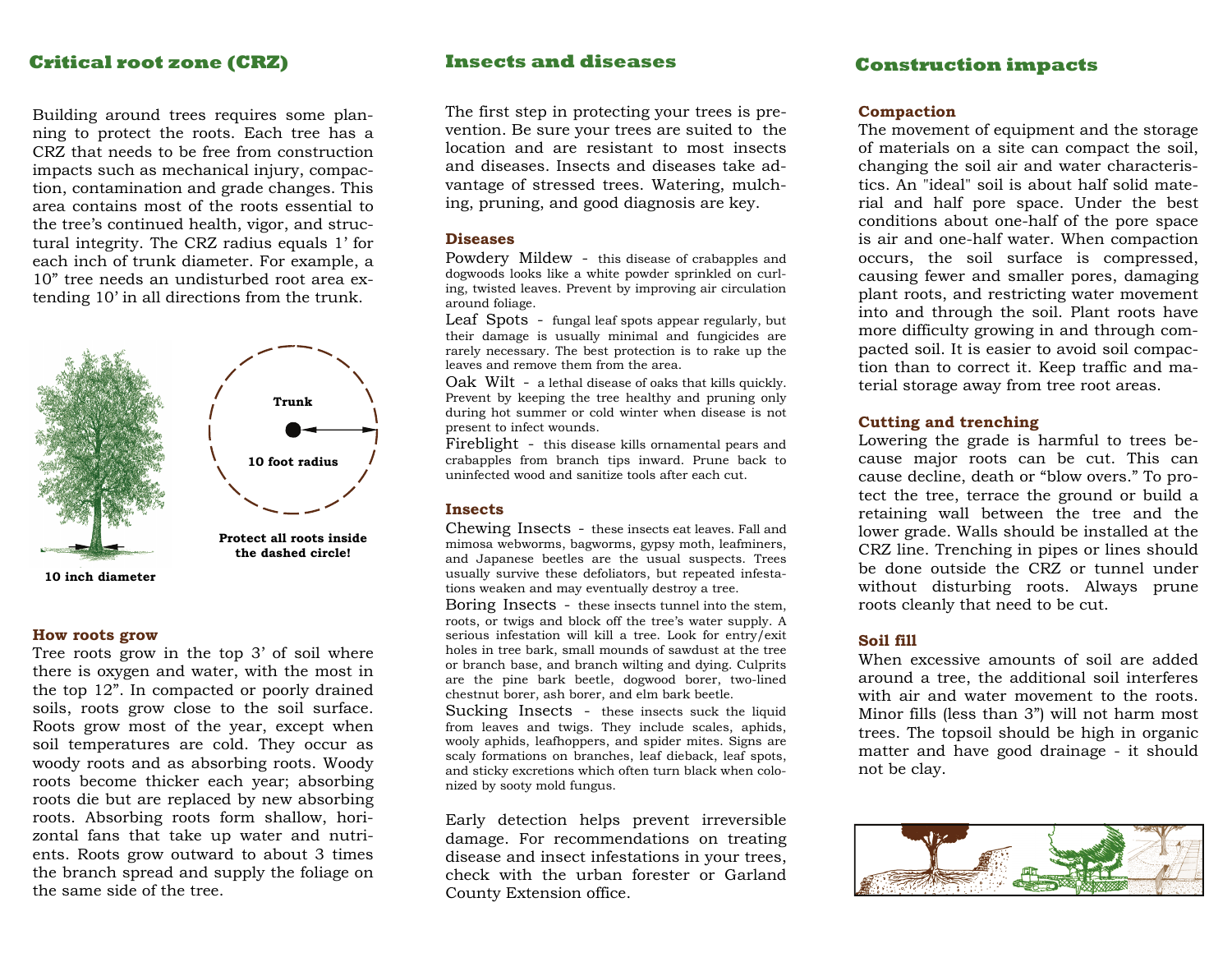## Critical root zone (CRZ)

Building around trees requires some planning to protect the roots. Each tree has a CRZ that needs to be free from construction impacts such as mechanical injury, compaction, contamination and grade changes. This area contains most of the roots essential to the tree's continued health, vigor, and structural integrity. The CRZ radius equals 1' for each inch of trunk diameter. For example, a 10" tree needs an undisturbed root area extending 10' in all directions from the trunk.

10 inch diameter

Trunk

10 foot radius

**Protect all roots inside the dashed circle!**

### How roots grow

Tree roots grow in the top 3' of soil where there is oxygen and water, with the most in the top 12". In compacted or poorly drained soils, roots grow close to the soil surface. Roots grow most of the year, except when soil temperatures are cold. They occur as woody roots and as absorbing roots. Woody roots become thicker each year; absorbing roots die but are replaced by new absorbing roots. Absorbing roots form shallow, horizontal fans that take up water and nutrients. Roots grow outward to about 3 times the branch spread and supply the foliage on the same side of the tree.

## Insects and diseases

The first step in protecting your trees is prevention. Be sure your trees are suited to the location and are resistant to most insects and diseases. Insects and diseases take advantage of stressed trees. Watering, mulching, pruning, and good diagnosis are key.

### Diseases

Powdery Mildew - this disease of crabapples and dogwoods looks like a white powder sprinkled on curling, twisted leaves. Prevent by improving air circulation around foliage.

Leaf Spots - fungal leaf spots appear regularly, but their damage is usually minimal and fungicides are rarely necessary. The best protection is to rake up the leaves and remove them from the area.

Oak Wilt - a lethal disease of oaks that kills quickly. Prevent by keeping the tree healthy and pruning only during hot summer or cold winter when disease is not present to infect wounds.

Fireblight - this disease kills ornamental pears and crabapples from branch tips inward. Prune back to uninfected wood and sanitize tools after each cut.

### Insects

Chewing Insects - these insects eat leaves. Fall and mimosa webworms, bagworms, gypsy moth, leafminers, and Japanese beetles are the usual suspects. Trees usually survive these defoliators, but repeated infestations weaken and may eventually destroy a tree.

Boring Insects - these insects tunnel into the stem, roots, or twigs and block off the tree's water supply. A serious infestation will kill a tree. Look for entry/exit holes in tree bark, small mounds of sawdust at the tree or branch base, and branch wilting and dying. Culprits are the pine bark beetle, dogwood borer, two-lined chestnut borer, ash borer, and elm bark beetle.

Sucking Insects - these insects suck the liquid from leaves and twigs. They include scales, aphids, wooly aphids, leafhoppers, and spider mites. Signs are scaly formations on branches, leaf dieback, leaf spots, and sticky excretions which often turn black when colonized by sooty mold fungus.

Early detection helps prevent irreversible damage. For recommendations on treating disease and insect infestations in your trees, check with the urban forester or Garland County Extension office.

## Construction impacts

### Compaction

The movement of equipment and the storage of materials on a site can compact the soil, changing the soil air and water characteristics. An "ideal" soil is about half solid material and half pore space. Under the best conditions about one-half of the pore space is air and one-half water. When compaction occurs, the soil surface is compressed, causing fewer and smaller pores, damaging plant roots, and restricting water movement into and through the soil. Plant roots have more difficulty growing in and through compacted soil. It is easier to avoid soil compaction than to correct it. Keep traffic and material storage away from tree root areas.

### Cutting and trenching

Lowering the grade is harmful to trees because major roots can be cut. This can cause decline, death or "blow overs." To protect the tree, terrace the ground or build a retaining wall between the tree and the lower grade. Walls should be installed at the CRZ line. Trenching in pipes or lines should be done outside the CRZ or tunnel under without disturbing roots. Always prune roots cleanly that need to be cut.

### Soil fill

When excessive amounts of soil are added around a tree, the additional soil interferes with air and water movement to the roots. Minor fills (less than 3") will not harm most trees. The topsoil should be high in organic matter and have good drainage - it should not be clay.